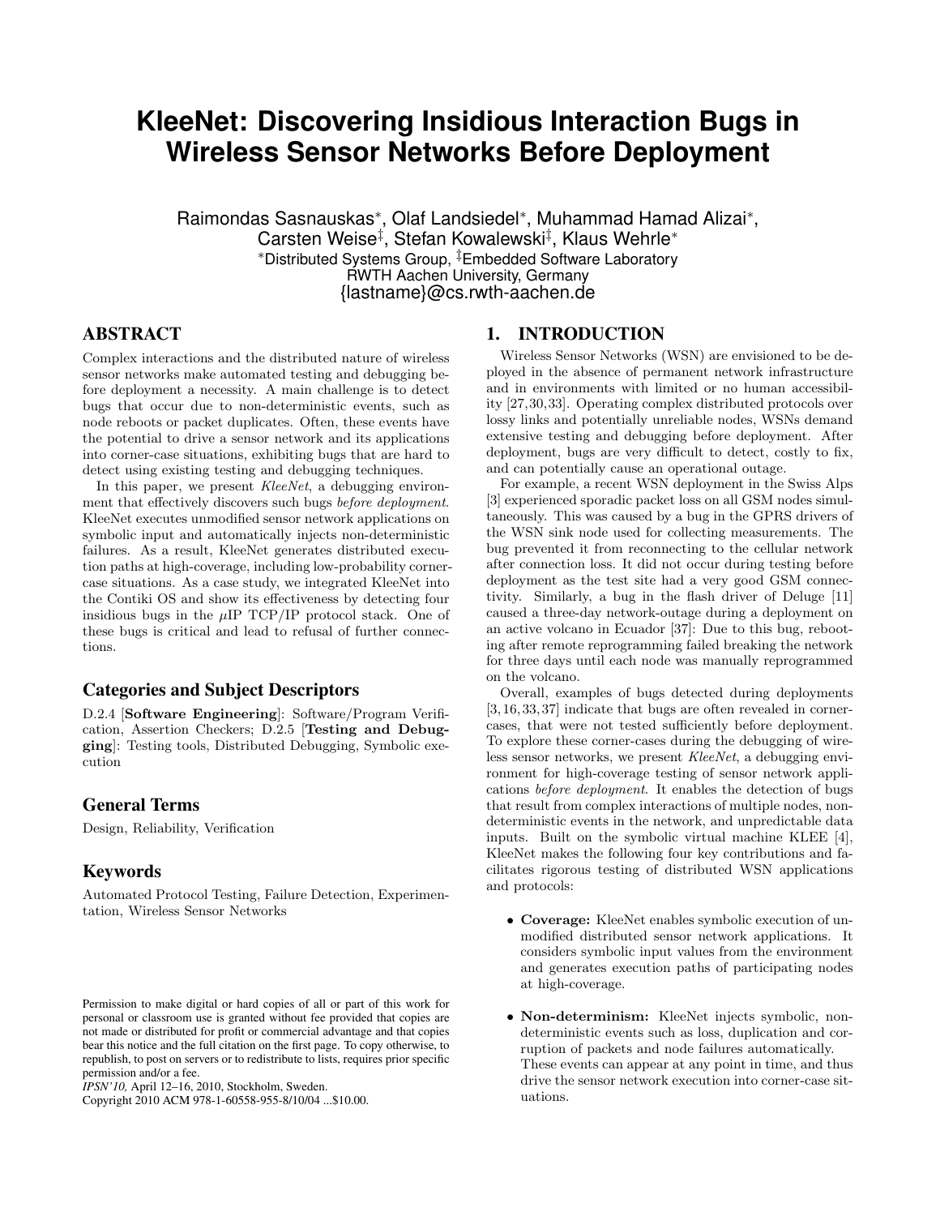# KleeNet: Discovering Insidious Interaction Bugs in Wireless Sensor Networks Before Deployment

Raimondas Sasnauskas*, Olaf Landsiedel*, Muhammad Hamad Alizai*, Carsten Weise‡, Stefan Kowalewski‡, Klaus Wehrle*

*Distributed Systems Group, ‡Embedded Software Laboratory
RWTH Aachen University, Germany
{lastname}@cs.rwth-aachen.de

## ABSTRACT

Complex interactions and the distributed nature of wireless sensor networks make automated testing and debugging before deployment a necessity. A main challenge is to detect bugs that occur due to non-deterministic events, such as node reboots or packet duplicates. Often, these events have the potential to drive a sensor network and its applications into corner-case situations, exhibiting bugs that are hard to detect using existing testing and debugging techniques.

In this paper, we present *KleeNet*, a debugging environment that effectively discovers such bugs *before deployment*. KleeNet executes unmodified sensor network applications on symbolic input and automatically injects non-deterministic failures. As a result, KleeNet generates distributed execution paths at high-coverage, including low-probability corner-case situations. As a case study, we integrated KleeNet into the Contiki OS and show its effectiveness by detecting four insidious bugs in the $\mu$IP TCP/IP protocol stack. One of these bugs is critical and lead to refusal of further connections.

### Categories and Subject Descriptors

D.2.4 [**Software Engineering**]: Software/Program Verification, Assertion Checkers; D.2.5 [**Testing and Debugging**]: Testing tools, Distributed Debugging, Symbolic execution

### General Terms

Design, Reliability, Verification

### Keywords

Automated Protocol Testing, Failure Detection, Experimentation, Wireless Sensor Networks

Permission to make digital or hard copies of all or part of this work for personal or classroom use is granted without fee provided that copies are not made or distributed for profit or commercial advantage and that copies bear this notice and the full citation on the first page. To copy otherwise, to republish, to post on servers or to redistribute to lists, requires prior specific permission and/or a fee.
*IPSN'10,* April 12–16, 2010, Stockholm, Sweden.
Copyright 2010 ACM 978-1-60558-955-8/10/04 ...$10.00.

## 1. INTRODUCTION

Wireless Sensor Networks (WSN) are envisioned to be deployed in the absence of permanent network infrastructure and in environments with limited or no human accessibility [27,30,33]. Operating complex distributed protocols over lossy links and potentially unreliable nodes, WSNs demand extensive testing and debugging before deployment. After deployment, bugs are very difficult to detect, costly to fix, and can potentially cause an operational outage.

For example, a recent WSN deployment in the Swiss Alps [3] experienced sporadic packet loss on all GSM nodes simultaneously. This was caused by a bug in the GPRS drivers of the WSN sink node used for collecting measurements. The bug prevented it from reconnecting to the cellular network after connection loss. It did not occur during testing before deployment as the test site had a very good GSM connectivity. Similarly, a bug in the flash driver of Deluge [11] caused a three-day network-outage during a deployment on an active volcano in Ecuador [37]: Due to this bug, rebooting after remote reprogramming failed breaking the network for three days until each node was manually reprogrammed on the volcano.

Overall, examples of bugs detected during deployments [3,16,33,37] indicate that bugs are often revealed in corner-cases, that were not tested sufficiently before deployment. To explore these corner-cases during the debugging of wireless sensor networks, we present *KleeNet*, a debugging environment for high-coverage testing of sensor network applications *before deployment*. It enables the detection of bugs that result from complex interactions of multiple nodes, non-deterministic events in the network, and unpredictable data inputs. Built on the symbolic virtual machine KLEE [4], KleeNet makes the following four key contributions and facilitates rigorous testing of distributed WSN applications and protocols:

- **Coverage:** KleeNet enables symbolic execution of unmodified distributed sensor network applications. It considers symbolic input values from the environment and generates execution paths of participating nodes at high-coverage.

- **Non-determinism:** KleeNet injects symbolic, non-deterministic events such as loss, duplication and corruption of packets and node failures automatically. These events can appear at any point in time, and thus drive the sensor network execution into corner-case situations.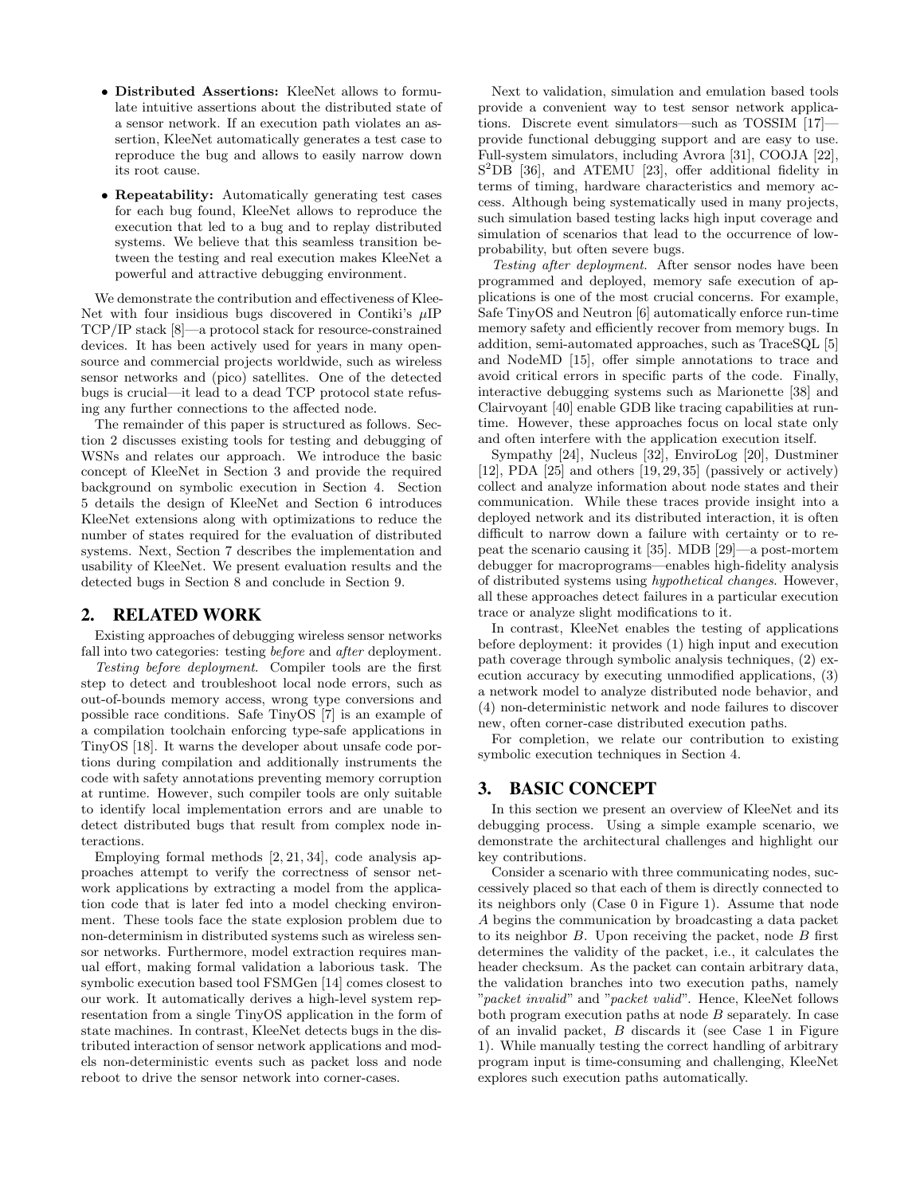- **Distributed Assertions:** KleeNet allows to formulate intuitive assertions about the distributed state of a sensor network. If an execution path violates an assertion, KleeNet automatically generates a test case to reproduce the bug and allows to easily narrow down its root cause.
- **Repeatability:** Automatically generating test cases for each bug found, KleeNet allows to reproduce the execution that led to a bug and to replay distributed systems. We believe that this seamless transition between the testing and real execution makes KleeNet a powerful and attractive debugging environment.

We demonstrate the contribution and effectiveness of KleeNet with four insidious bugs discovered in Contiki's $\mu$IP TCP/IP stack [8]—a protocol stack for resource-constrained devices. It has been actively used for years in many open-source and commercial projects worldwide, such as wireless sensor networks and (pico) satellites. One of the detected bugs is crucial—it lead to a dead TCP protocol state refusing any further connections to the affected node.

The remainder of this paper is structured as follows. Section 2 discusses existing tools for testing and debugging of WSNs and relates our approach. We introduce the basic concept of KleeNet in Section 3 and provide the required background on symbolic execution in Section 4. Section 5 details the design of KleeNet and Section 6 introduces KleeNet extensions along with optimizations to reduce the number of states required for the evaluation of distributed systems. Next, Section 7 describes the implementation and usability of KleeNet. We present evaluation results and the detected bugs in Section 8 and conclude in Section 9.

## 2. RELATED WORK

Existing approaches of debugging wireless sensor networks fall into two categories: testing *before* and *after* deployment.

*Testing before deployment.* Compiler tools are the first step to detect and troubleshoot local node errors, such as out-of-bounds memory access, wrong type conversions and possible race conditions. Safe TinyOS [7] is an example of a compilation toolchain enforcing type-safe applications in TinyOS [18]. It warns the developer about unsafe code portions during compilation and additionally instruments the code with safety annotations preventing memory corruption at runtime. However, such compiler tools are only suitable to identify local implementation errors and are unable to detect distributed bugs that result from complex node interactions.

Employing formal methods [2, 21, 34], code analysis approaches attempt to verify the correctness of sensor network applications by extracting a model from the application code that is later fed into a model checking environment. These tools face the state explosion problem due to non-determinism in distributed systems such as wireless sensor networks. Furthermore, model extraction requires manual effort, making formal validation a laborious task. The symbolic execution based tool FSMGen [14] comes closest to our work. It automatically derives a high-level system representation from a single TinyOS application in the form of state machines. In contrast, KleeNet detects bugs in the distributed interaction of sensor network applications and models non-deterministic events such as packet loss and node reboot to drive the sensor network into corner-cases.

Next to validation, simulation and emulation based tools provide a convenient way to test sensor network applications. Discrete event simulators—such as TOSSIM [17]—provide functional debugging support and are easy to use. Full-system simulators, including Avrora [31], COOJA [22], $\mathrm{S^2DB}$ [36], and ATEMU [23], offer additional fidelity in terms of timing, hardware characteristics and memory access. Although being systematically used in many projects, such simulation based testing lacks high input coverage and simulation of scenarios that lead to the occurrence of low-probability, but often severe bugs.

*Testing after deployment.* After sensor nodes have been programmed and deployed, memory safe execution of applications is one of the most crucial concerns. For example, Safe TinyOS and Neutron [6] automatically enforce run-time memory safety and efficiently recover from memory bugs. In addition, semi-automated approaches, such as TraceSQL [5] and NodeMD [15], offer simple annotations to trace and avoid critical errors in specific parts of the code. Finally, interactive debugging systems such as Marionette [38] and Clairvoyant [40] enable GDB like tracing capabilities at runtime. However, these approaches focus on local state only and often interfere with the application execution itself.

Sympathy [24], Nucleus [32], EnviroLog [20], Dustminer [12], PDA [25] and others [19, 29, 35] (passively or actively) collect and analyze information about node states and their communication. While these traces provide insight into a deployed network and its distributed interaction, it is often difficult to narrow down a failure with certainty or to repeat the scenario causing it [35]. MDB [29]—a post-mortem debugger for macroprograms—enables high-fidelity analysis of distributed systems using *hypothetical changes*. However, all these approaches detect failures in a particular execution trace or analyze slight modifications to it.

In contrast, KleeNet enables the testing of applications before deployment: it provides (1) high input and execution path coverage through symbolic analysis techniques, (2) execution accuracy by executing unmodified applications, (3) a network model to analyze distributed node behavior, and (4) non-deterministic network and node failures to discover new, often corner-case distributed execution paths.

For completion, we relate our contribution to existing symbolic execution techniques in Section 4.

## 3. BASIC CONCEPT

In this section we present an overview of KleeNet and its debugging process. Using a simple example scenario, we demonstrate the architectural challenges and highlight our key contributions.

Consider a scenario with three communicating nodes, successively placed so that each of them is directly connected to its neighbors only (Case 0 in Figure 1). Assume that node $A$ begins the communication by broadcasting a data packet to its neighbor $B$. Upon receiving the packet, node $B$ first determines the validity of the packet, i.e., it calculates the header checksum. As the packet can contain arbitrary data, the validation branches into two execution paths, namely "*packet invalid*" and "*packet valid*". Hence, KleeNet follows both program execution paths at node $B$ separately. In case of an invalid packet, $B$ discards it (see Case 1 in Figure 1). While manually testing the correct handling of arbitrary program input is time-consuming and challenging, KleeNet explores such execution paths automatically.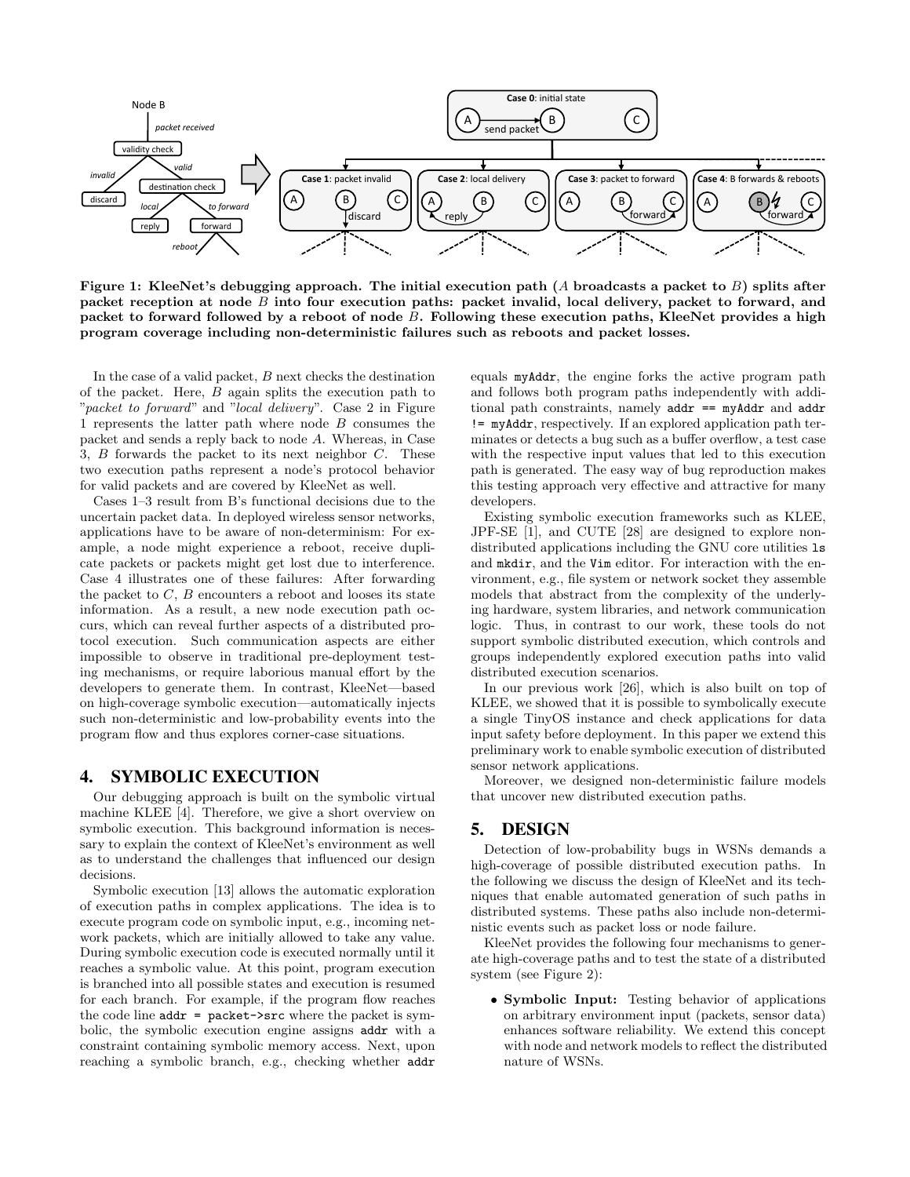Node B

packet received

validity check

invalid

valid

discard

destination check

local

to forward

reply

forward

reboot

**Case 0**: initial state

A

B

C

send packet

**Case 1**: packet invalid

discard

**Case 2**: local delivery

reply

**Case 3**: packet to forward

forward

**Case 4**: B forwards & reboots

forward

**Figure 1: KleeNet's debugging approach. The initial execution path ($A$ broadcasts a packet to $B$) splits after packet reception at node $B$ into four execution paths: packet invalid, local delivery, packet to forward, and packet to forward followed by a reboot of node $B$. Following these execution paths, KleeNet provides a high program coverage including non-deterministic failures such as reboots and packet losses.**

In the case of a valid packet, $B$ next checks the destination of the packet. Here, $B$ again splits the execution path to "*packet to forward*" and "*local delivery*". Case 2 in Figure 1 represents the latter path where node $B$ consumes the packet and sends a reply back to node $A$. Whereas, in Case 3, $B$ forwards the packet to its next neighbor $C$. These two execution paths represent a node's protocol behavior for valid packets and are covered by KleeNet as well.

Cases 1–3 result from B's functional decisions due to the uncertain packet data. In deployed wireless sensor networks, applications have to be aware of non-determinism: For example, a node might experience a reboot, receive duplicate packets or packets might get lost due to interference. Case 4 illustrates one of these failures: After forwarding the packet to $C$, $B$ encounters a reboot and looses its state information. As a result, a new node execution path occurs, which can reveal further aspects of a distributed protocol execution. Such communication aspects are either impossible to observe in traditional pre-deployment testing mechanisms, or require laborious manual effort by the developers to generate them. In contrast, KleeNet—based on high-coverage symbolic execution—automatically injects such non-deterministic and low-probability events into the program flow and thus explores corner-case situations.

## 4. SYMBOLIC EXECUTION

Our debugging approach is built on the symbolic virtual machine KLEE [4]. Therefore, we give a short overview on symbolic execution. This background information is necessary to explain the context of KleeNet's environment as well as to understand the challenges that influenced our design decisions.

Symbolic execution [13] allows the automatic exploration of execution paths in complex applications. The idea is to execute program code on symbolic input, e.g., incoming network packets, which are initially allowed to take any value. During symbolic execution code is executed normally until it reaches a symbolic value. At this point, program execution is branched into all possible states and execution is resumed for each branch. For example, if the program flow reaches the code line `addr = packet->src` where the packet is symbolic, the symbolic execution engine assigns `addr` with a constraint containing symbolic memory access. Next, upon reaching a symbolic branch, e.g., checking whether `addr` equals `myAddr`, the engine forks the active program path and follows both program paths independently with additional path constraints, namely `addr == myAddr` and `addr != myAddr`, respectively. If an explored application path terminates or detects a bug such as a buffer overflow, a test case with the respective input values that led to this execution path is generated. The easy way of bug reproduction makes this testing approach very effective and attractive for many developers.

Existing symbolic execution frameworks such as KLEE, JPF-SE [1], and CUTE [28] are designed to explore non-distributed applications including the GNU core utilities `ls` and `mkdir`, and the `Vim` editor. For interaction with the environment, e.g., file system or network socket they assemble models that abstract from the complexity of the underlying hardware, system libraries, and network communication logic. Thus, in contrast to our work, these tools do not support symbolic distributed execution, which controls and groups independently explored execution paths into valid distributed execution scenarios.

In our previous work [26], which is also built on top of KLEE, we showed that it is possible to symbolically execute a single TinyOS instance and check applications for data input safety before deployment. In this paper we extend this preliminary work to enable symbolic execution of distributed sensor network applications.

Moreover, we designed non-deterministic failure models that uncover new distributed execution paths.

## 5. DESIGN

Detection of low-probability bugs in WSNs demands a high-coverage of possible distributed execution paths. In the following we discuss the design of KleeNet and its techniques that enable automated generation of such paths in distributed systems. These paths also include non-deterministic events such as packet loss or node failure.

KleeNet provides the following four mechanisms to generate high-coverage paths and to test the state of a distributed system (see Figure 2):

- **Symbolic Input:** Testing behavior of applications on arbitrary environment input (packets, sensor data) enhances software reliability. We extend this concept with node and network models to reflect the distributed nature of WSNs.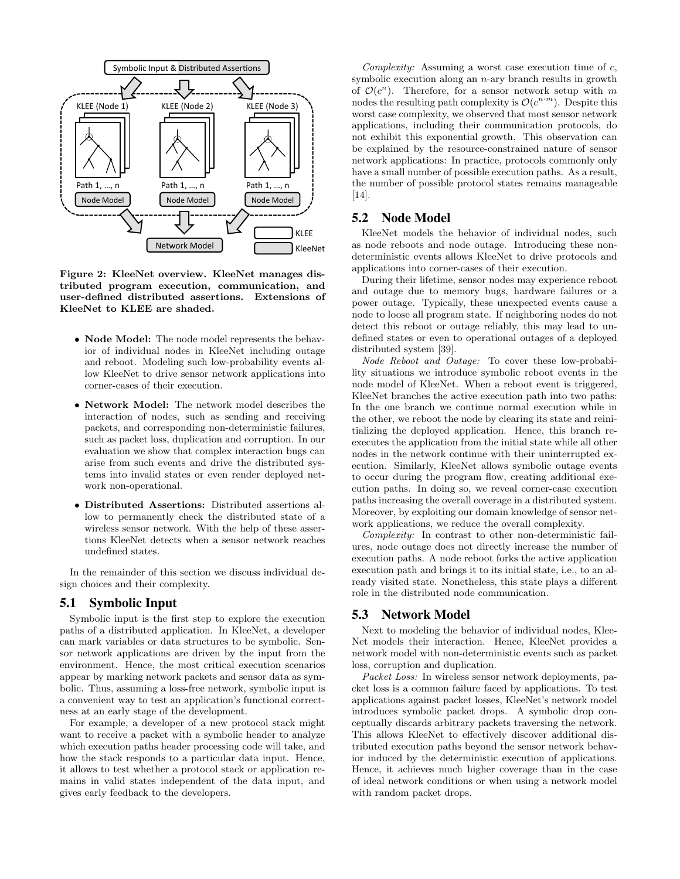Symbolic Input & Distributed Assertions

KLEE (Node 1)

KLEE (Node 2)

KLEE (Node 3)

Path 1, ..., n

Path 1, ..., n

Path 1, ..., n

Node Model

Node Model

Node Model

Network Model

KLEE

KleeNet

**Figure 2: KleeNet overview. KleeNet manages distributed program execution, communication, and user-defined distributed assertions. Extensions of KleeNet to KLEE are shaded.**

- **Node Model:** The node model represents the behavior of individual nodes in KleeNet including outage and reboot. Modeling such low-probability events allow KleeNet to drive sensor network applications into corner-cases of their execution.
- **Network Model:** The network model describes the interaction of nodes, such as sending and receiving packets, and corresponding non-deterministic failures, such as packet loss, duplication and corruption. In our evaluation we show that complex interaction bugs can arise from such events and drive the distributed systems into invalid states or even render deployed network non-operational.
- **Distributed Assertions:** Distributed assertions allow to permanently check the distributed state of a wireless sensor network. With the help of these assertions KleeNet detects when a sensor network reaches undefined states.

In the remainder of this section we discuss individual design choices and their complexity.

## 5.1 Symbolic Input

Symbolic input is the first step to explore the execution paths of a distributed application. In KleeNet, a developer can mark variables or data structures to be symbolic. Sensor network applications are driven by the input from the environment. Hence, the most critical execution scenarios appear by marking network packets and sensor data as symbolic. Thus, assuming a loss-free network, symbolic input is a convenient way to test an application's functional correctness at an early stage of the development.

For example, a developer of a new protocol stack might want to receive a packet with a symbolic header to analyze which execution paths header processing code will take, and how the stack responds to a particular data input. Hence, it allows to test whether a protocol stack or application remains in valid states independent of the data input, and gives early feedback to the developers.

*Complexity:* Assuming a worst case execution time of $c$, symbolic execution along an $n$-ary branch results in growth of $\mathcal{O}(c^n)$. Therefore, for a sensor network setup with $m$ nodes the resulting path complexity is $\mathcal{O}(c^{n \cdot m})$. Despite this worst case complexity, we observed that most sensor network applications, including their communication protocols, do not exhibit this exponential growth. This observation can be explained by the resource-constrained nature of sensor network applications: In practice, protocols commonly only have a small number of possible execution paths. As a result, the number of possible protocol states remains manageable [14].

## 5.2 Node Model

KleeNet models the behavior of individual nodes, such as node reboots and node outage. Introducing these non-deterministic events allows KleeNet to drive protocols and applications into corner-cases of their execution.

During their lifetime, sensor nodes may experience reboot and outage due to memory bugs, hardware failures or a power outage. Typically, these unexpected events cause a node to loose all program state. If neighboring nodes do not detect this reboot or outage reliably, this may lead to undefined states or even to operational outages of a deployed distributed system [39].

*Node Reboot and Outage:* To cover these low-probability situations we introduce symbolic reboot events in the node model of KleeNet. When a reboot event is triggered, KleeNet branches the active execution path into two paths: In the one branch we continue normal execution while in the other, we reboot the node by clearing its state and reinitializing the deployed application. Hence, this branch reexecutes the application from the initial state while all other nodes in the network continue with their uninterrupted execution. Similarly, KleeNet allows symbolic outage events to occur during the program flow, creating additional execution paths. In doing so, we reveal corner-case execution paths increasing the overall coverage in a distributed system. Moreover, by exploiting our domain knowledge of sensor network applications, we reduce the overall complexity.

*Complexity:* In contrast to other non-deterministic failures, node outage does not directly increase the number of execution paths. A node reboot forks the active application execution path and brings it to its initial state, i.e., to an already visited state. Nonetheless, this state plays a different role in the distributed node communication.

## 5.3 Network Model

Next to modeling the behavior of individual nodes, KleeNet models their interaction. Hence, KleeNet provides a network model with non-deterministic events such as packet loss, corruption and duplication.

*Packet Loss:* In wireless sensor network deployments, packet loss is a common failure faced by applications. To test applications against packet losses, KleeNet's network model introduces symbolic packet drops. A symbolic drop conceptually discards arbitrary packets traversing the network. This allows KleeNet to effectively discover additional distributed execution paths beyond the sensor network behavior induced by the deterministic execution of applications. Hence, it achieves much higher coverage than in the case of ideal network conditions or when using a network model with random packet drops.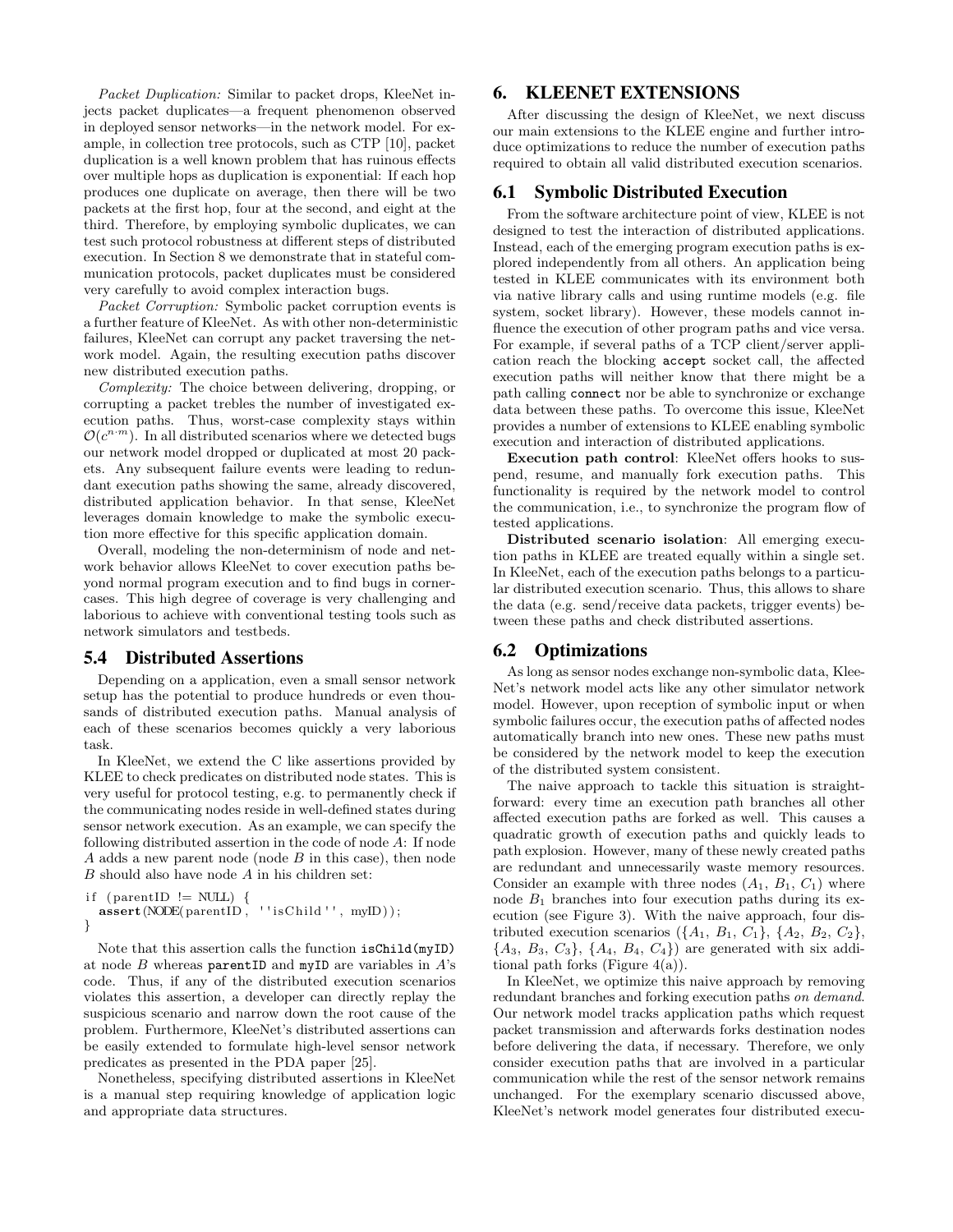*Packet Duplication:* Similar to packet drops, KleeNet injects packet duplicates—a frequent phenomenon observed in deployed sensor networks—in the network model. For example, in collection tree protocols, such as CTP [10], packet duplication is a well known problem that has ruinous effects over multiple hops as duplication is exponential: If each hop produces one duplicate on average, then there will be two packets at the first hop, four at the second, and eight at the third. Therefore, by employing symbolic duplicates, we can test such protocol robustness at different steps of distributed execution. In Section 8 we demonstrate that in stateful communication protocols, packet duplicates must be considered very carefully to avoid complex interaction bugs.

*Packet Corruption:* Symbolic packet corruption events is a further feature of KleeNet. As with other non-deterministic failures, KleeNet can corrupt any packet traversing the network model. Again, the resulting execution paths discover new distributed execution paths.

*Complexity:* The choice between delivering, dropping, or corrupting a packet trebles the number of investigated execution paths. Thus, worst-case complexity stays within $\mathcal{O}(c^{n \cdot m})$. In all distributed scenarios where we detected bugs our network model dropped or duplicated at most 20 packets. Any subsequent failure events were leading to redundant execution paths showing the same, already discovered, distributed application behavior. In that sense, KleeNet leverages domain knowledge to make the symbolic execution more effective for this specific application domain.

Overall, modeling the non-determinism of node and network behavior allows KleeNet to cover execution paths beyond normal program execution and to find bugs in corner-cases. This high degree of coverage is very challenging and laborious to achieve with conventional testing tools such as network simulators and testbeds.

### 5.4 Distributed Assertions

Depending on a application, even a small sensor network setup has the potential to produce hundreds or even thousands of distributed execution paths. Manual analysis of each of these scenarios becomes quickly a very laborious task.

In KleeNet, we extend the C like assertions provided by KLEE to check predicates on distributed node states. This is very useful for protocol testing, e.g. to permanently check if the communicating nodes reside in well-defined states during sensor network execution. As an example, we can specify the following distributed assertion in the code of node $A$: If node $A$ adds a new parent node (node $B$ in this case), then node $B$ should also have node $A$ in his children set:

```
if (parentID != NULL) {
  assert(NODE(parentID, ''isChild'', myID));
}
```

Note that this assertion calls the function `isChild(myID)` at node $B$ whereas `parentID` and `myID` are variables in $A$'s code. Thus, if any of the distributed execution scenarios violates this assertion, a developer can directly replay the suspicious scenario and narrow down the root cause of the problem. Furthermore, KleeNet's distributed assertions can be easily extended to formulate high-level sensor network predicates as presented in the PDA paper [25].

Nonetheless, specifying distributed assertions in KleeNet is a manual step requiring knowledge of application logic and appropriate data structures.

## 6. KLEENET EXTENSIONS

After discussing the design of KleeNet, we next discuss our main extensions to the KLEE engine and further introduce optimizations to reduce the number of execution paths required to obtain all valid distributed execution scenarios.

### 6.1 Symbolic Distributed Execution

From the software architecture point of view, KLEE is not designed to test the interaction of distributed applications. Instead, each of the emerging program execution paths is explored independently from all others. An application being tested in KLEE communicates with its environment both via native library calls and using runtime models (e.g. file system, socket library). However, these models cannot influence the execution of other program paths and vice versa. For example, if several paths of a TCP client/server application reach the blocking `accept` socket call, the affected execution paths will neither know that there might be a path calling `connect` nor be able to synchronize or exchange data between these paths. To overcome this issue, KleeNet provides a number of extensions to KLEE enabling symbolic execution and interaction of distributed applications.

**Execution path control**: KleeNet offers hooks to suspend, resume, and manually fork execution paths. This functionality is required by the network model to control the communication, i.e., to synchronize the program flow of tested applications.

**Distributed scenario isolation**: All emerging execution paths in KLEE are treated equally within a single set. In KleeNet, each of the execution paths belongs to a particular distributed execution scenario. Thus, this allows to share the data (e.g. send/receive data packets, trigger events) between these paths and check distributed assertions.

### 6.2 Optimizations

As long as sensor nodes exchange non-symbolic data, KleeNet's network model acts like any other simulator network model. However, upon reception of symbolic input or when symbolic failures occur, the execution paths of affected nodes automatically branch into new ones. These new paths must be considered by the network model to keep the execution of the distributed system consistent.

The naive approach to tackle this situation is straightforward: every time an execution path branches all other affected execution paths are forked as well. This causes a quadratic growth of execution paths and quickly leads to path explosion. However, many of these newly created paths are redundant and unnecessarily waste memory resources. Consider an example with three nodes ($A_1$, $B_1$, $C_1$) where node $B_1$ branches into four execution paths during its execution (see Figure 3). With the naive approach, four distributed execution scenarios ($\{A_1, B_1, C_1\}$, $\{A_2, B_2, C_2\}$, $\{A_3, B_3, C_3\}$, $\{A_4, B_4, C_4\}$) are generated with six additional path forks (Figure 4(a)).

In KleeNet, we optimize this naive approach by removing redundant branches and forking execution paths *on demand*. Our network model tracks application paths which request packet transmission and afterwards forks destination nodes before delivering the data, if necessary. Therefore, we only consider execution paths that are involved in a particular communication while the rest of the sensor network remains unchanged. For the exemplary scenario discussed above, KleeNet's network model generates four distributed execu-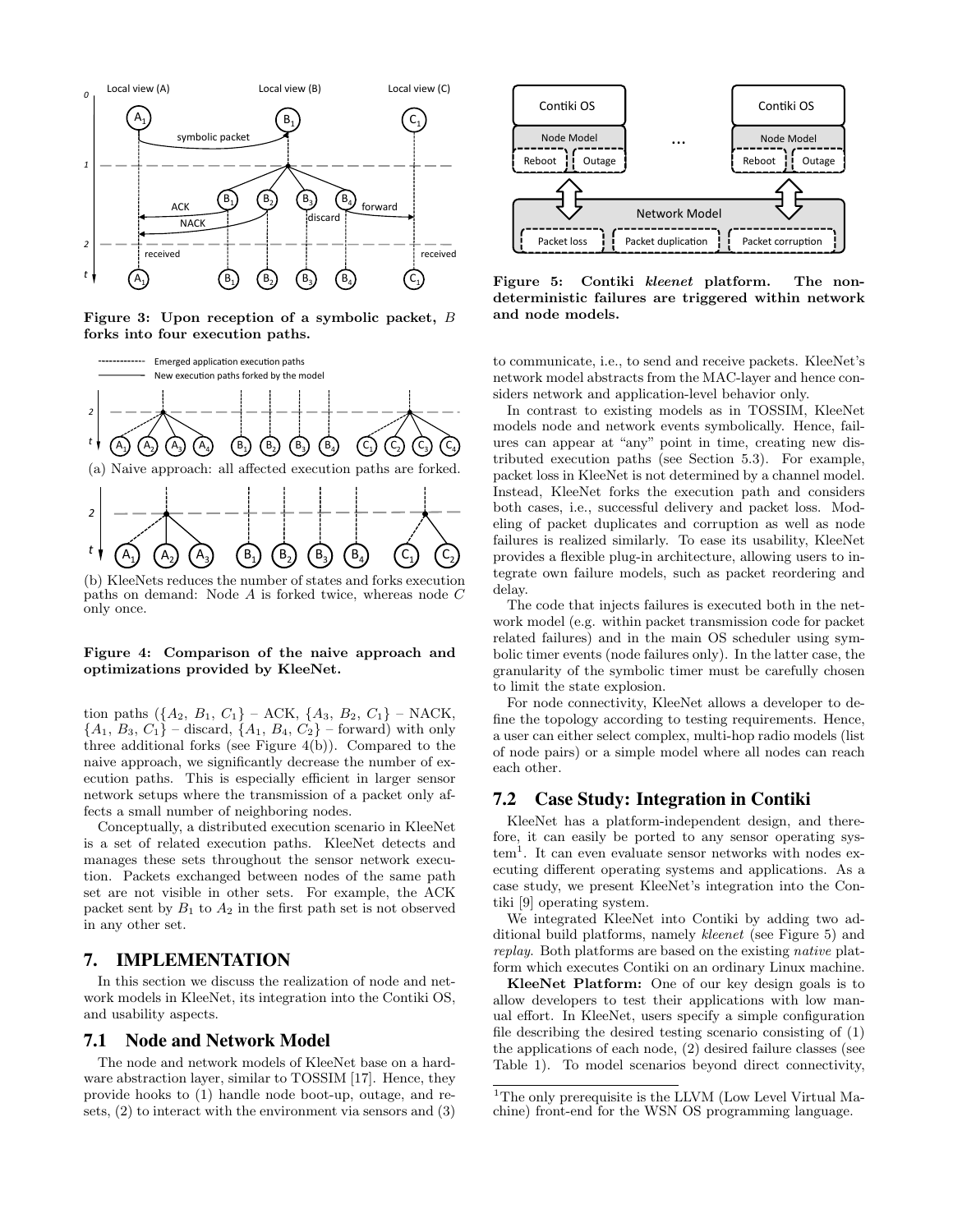Figure 3: Upon reception of a symbolic packet, $B$ forks into four execution paths.

(a) Naive approach: all affected execution paths are forked.

(b) KleeNets reduces the number of states and forks execution paths on demand: Node $A$ is forked twice, whereas node $C$ only once.

Figure 4: Comparison of the naive approach and optimizations provided by KleeNet.

tion paths ($\{A_2, B_1, C_1\}$ – ACK, $\{A_3, B_2, C_1\}$ – NACK, $\{A_1, B_3, C_1\}$ – discard, $\{A_1, B_4, C_2\}$ – forward) with only three additional forks (see Figure 4(b)). Compared to the naive approach, we significantly decrease the number of execution paths. This is especially efficient in larger sensor network setups where the transmission of a packet only affects a small number of neighboring nodes.

Conceptually, a distributed execution scenario in KleeNet is a set of related execution paths. KleeNet detects and manages these sets throughout the sensor network execution. Packets exchanged between nodes of the same path set are not visible in other sets. For example, the ACK packet sent by $B_1$ to $A_2$ in the first path set is not observed in any other set.

# 7. IMPLEMENTATION

In this section we discuss the realization of node and network models in KleeNet, its integration into the Contiki OS, and usability aspects.

## 7.1 Node and Network Model

The node and network models of KleeNet base on a hardware abstraction layer, similar to TOSSIM [17]. Hence, they provide hooks to (1) handle node boot-up, outage, and resets, (2) to interact with the environment via sensors and (3) to communicate, i.e., to send and receive packets. KleeNet's network model abstracts from the MAC-layer and hence considers network and application-level behavior only.

In contrast to existing models as in TOSSIM, KleeNet models node and network events symbolically. Hence, failures can appear at "any" point in time, creating new distributed execution paths (see Section 5.3). For example, packet loss in KleeNet is not determined by a channel model. Instead, KleeNet forks the execution path and considers both cases, i.e., successful delivery and packet loss. Modeling of packet duplicates and corruption as well as node failures is realized similarly. To ease its usability, KleeNet provides a flexible plug-in architecture, allowing users to integrate own failure models, such as packet reordering and delay.

The code that injects failures is executed both in the network model (e.g. within packet transmission code for packet related failures) and in the main OS scheduler using symbolic timer events (node failures only). In the latter case, the granularity of the symbolic timer must be carefully chosen to limit the state explosion.

For node connectivity, KleeNet allows a developer to define the topology according to testing requirements. Hence, a user can either select complex, multi-hop radio models (list of node pairs) or a simple model where all nodes can reach each other.

Figure 5: Contiki *kleenet* platform. The non-deterministic failures are triggered within network and node models.

## 7.2 Case Study: Integration in Contiki

KleeNet has a platform-independent design, and therefore, it can easily be ported to any sensor operating system[1]. It can even evaluate sensor networks with nodes executing different operating systems and applications. As a case study, we present KleeNet's integration into the Contiki [9] operating system.

We integrated KleeNet into Contiki by adding two additional build platforms, namely *kleenet* (see Figure 5) and *replay*. Both platforms are based on the existing *native* platform which executes Contiki on an ordinary Linux machine.

**KleeNet Platform:** One of our key design goals is to allow developers to test their applications with low manual effort. In KleeNet, users specify a simple configuration file describing the desired testing scenario consisting of (1) the applications of each node, (2) desired failure classes (see Table 1). To model scenarios beyond direct connectivity,

[1]The only prerequisite is the LLVM (Low Level Virtual Machine) front-end for the WSN OS programming language.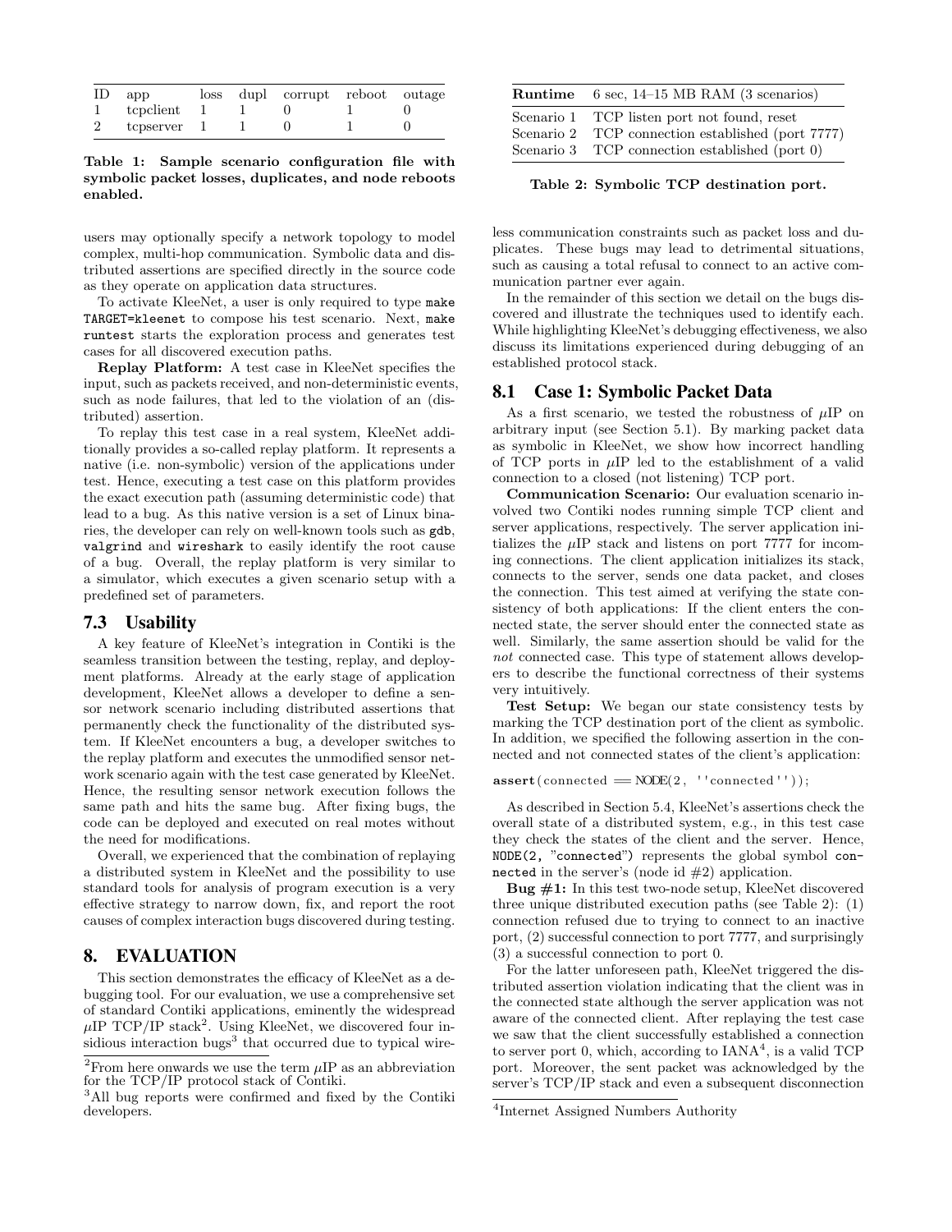| ID | app | loss | dupl | corrupt | reboot | outage |
|---|---|---|---|---|---|---|
| 1 | tcpclient | 1 | 1 | 0 | 1 | 0 |
| 2 | tcpserver | 1 | 1 | 0 | 1 | 0 |

**Table 1: Sample scenario configuration file with symbolic packet losses, duplicates, and node reboots enabled.**

users may optionally specify a network topology to model complex, multi-hop communication. Symbolic data and distributed assertions are specified directly in the source code as they operate on application data structures.

To activate KleeNet, a user is only required to type `make TARGET=kleenet` to compose his test scenario. Next, `make runtest` starts the exploration process and generates test cases for all discovered execution paths.

**Replay Platform:** A test case in KleeNet specifies the input, such as packets received, and non-deterministic events, such as node failures, that led to the violation of an (distributed) assertion.

To replay this test case in a real system, KleeNet additionally provides a so-called replay platform. It represents a native (i.e. non-symbolic) version of the applications under test. Hence, executing a test case on this platform provides the exact execution path (assuming deterministic code) that lead to a bug. As this native version is a set of Linux binaries, the developer can rely on well-known tools such as `gdb`, `valgrind` and `wireshark` to easily identify the root cause of a bug. Overall, the replay platform is very similar to a simulator, which executes a given scenario setup with a predefined set of parameters.

## 7.3 Usability

A key feature of KleeNet's integration in Contiki is the seamless transition between the testing, replay, and deployment platforms. Already at the early stage of application development, KleeNet allows a developer to define a sensor network scenario including distributed assertions that permanently check the functionality of the distributed system. If KleeNet encounters a bug, a developer switches to the replay platform and executes the unmodified sensor network scenario again with the test case generated by KleeNet. Hence, the resulting sensor network execution follows the same path and hits the same bug. After fixing bugs, the code can be deployed and executed on real motes without the need for modifications.

Overall, we experienced that the combination of replaying a distributed system in KleeNet and the possibility to use standard tools for analysis of program execution is a very effective strategy to narrow down, fix, and report the root causes of complex interaction bugs discovered during testing.

# 8. EVALUATION

This section demonstrates the efficacy of KleeNet as a debugging tool. For our evaluation, we use a comprehensive set of standard Contiki applications, eminently the widespread $\mu$IP TCP/IP stack[2]. Using KleeNet, we discovered four insidious interaction bugs[3] that occurred due to typical wireless communication constraints such as packet loss and duplicates. These bugs may lead to detrimental situations, such as causing a total refusal to connect to an active communication partner ever again.

In the remainder of this section we detail on the bugs discovered and illustrate the techniques used to identify each. While highlighting KleeNet's debugging effectiveness, we also discuss its limitations experienced during debugging of an established protocol stack.

| **Runtime** | 6 sec, 14–15 MB RAM (3 scenarios) |
|---|---|
| Scenario 1 | TCP listen port not found, reset |
| Scenario 2 | TCP connection established (port 7777) |
| Scenario 3 | TCP connection established (port 0) |

**Table 2: Symbolic TCP destination port.**

## 8.1 Case 1: Symbolic Packet Data

As a first scenario, we tested the robustness of $\mu$IP on arbitrary input (see Section 5.1). By marking packet data as symbolic in KleeNet, we show how incorrect handling of TCP ports in $\mu$IP led to the establishment of a valid connection to a closed (not listening) TCP port.

**Communication Scenario:** Our evaluation scenario involved two Contiki nodes running simple TCP client and server applications, respectively. The server application initializes the $\mu$IP stack and listens on port 7777 for incoming connections. The client application initializes its stack, connects to the server, sends one data packet, and closes the connection. This test aimed at verifying the state consistency of both applications: If the client enters the connected state, the server should enter the connected state as well. Similarly, the same assertion should be valid for the *not* connected case. This type of statement allows developers to describe the functional correctness of their systems very intuitively.

**Test Setup:** We began our state consistency tests by marking the TCP destination port of the client as symbolic. In addition, we specified the following assertion in the connected and not connected states of the client's application:

```
assert(connected == NODE(2, ''connected''));
```

As described in Section 5.4, KleeNet's assertions check the overall state of a distributed system, e.g., in this test case they check the states of the client and the server. Hence, `NODE(2, "connected")` represents the global symbol `connected` in the server's (node id #2) application.

**Bug #1:** In this test two-node setup, KleeNet discovered three unique distributed execution paths (see Table 2): (1) connection refused due to trying to connect to an inactive port, (2) successful connection to port 7777, and surprisingly (3) a successful connection to port 0.

For the latter unforeseen path, KleeNet triggered the distributed assertion violation indicating that the client was in the connected state although the server application was not aware of the connected client. After replaying the test case we saw that the client successfully established a connection to server port 0, which, according to IANA[4], is a valid TCP port. Moreover, the sent packet was acknowledged by the server's TCP/IP stack and even a subsequent disconnection

[2] From here onwards we use the term $\mu$IP as an abbreviation for the TCP/IP protocol stack of Contiki.

[3] All bug reports were confirmed and fixed by the Contiki developers.

[4] Internet Assigned Numbers Authority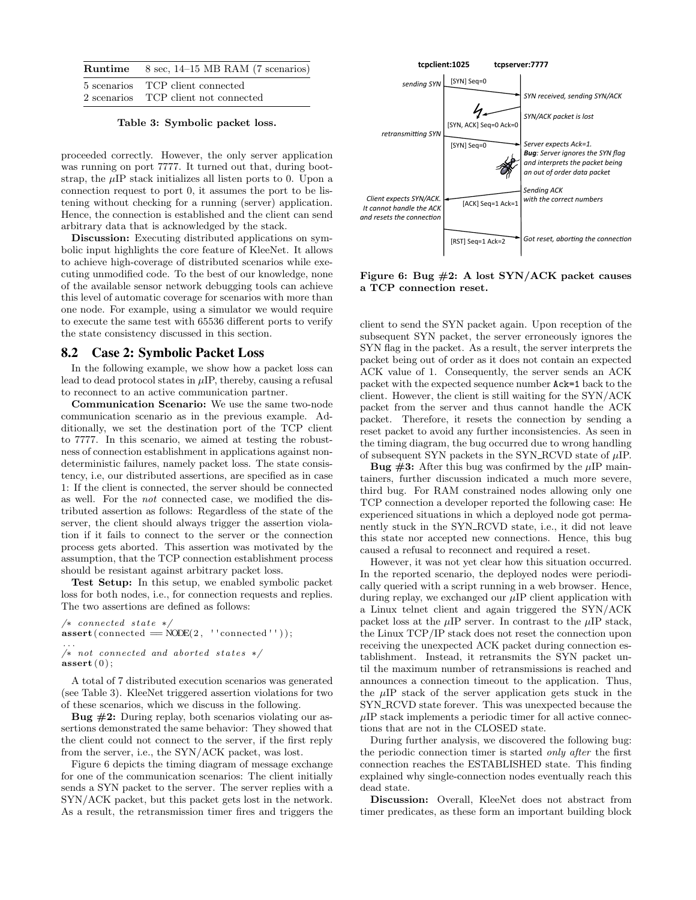| Runtime | 8 sec, 14–15 MB RAM (7 scenarios) |
|---|---|
| 5 scenarios | TCP client connected |
| 2 scenarios | TCP client not connected |

**Table 3: Symbolic packet loss.**

proceeded correctly. However, the only server application was running on port 7777. It turned out that, during bootstrap, the μIP stack initializes all listen ports to 0. Upon a connection request to port 0, it assumes the port to be listening without checking for a running (server) application. Hence, the connection is established and the client can send arbitrary data that is acknowledged by the stack.

**Discussion:** Executing distributed applications on symbolic input highlights the core feature of KleeNet. It allows to achieve high-coverage of distributed scenarios while executing unmodified code. To the best of our knowledge, none of the available sensor network debugging tools can achieve this level of automatic coverage for scenarios with more than one node. For example, using a simulator we would require to execute the same test with 65536 different ports to verify the state consistency discussed in this section.

## 8.2 Case 2: Symbolic Packet Loss

In the following example, we show how a packet loss can lead to dead protocol states in μIP, thereby, causing a refusal to reconnect to an active communication partner.

**Communication Scenario:** We use the same two-node communication scenario as in the previous example. Additionally, we set the destination port of the TCP client to 7777. In this scenario, we aimed at testing the robustness of connection establishment in applications against nondeterministic failures, namely packet loss. The state consistency, i.e, our distributed assertions, are specified as in case 1: If the client is connected, the server should be connected as well. For the *not* connected case, we modified the distributed assertion as follows: Regardless of the state of the server, the client should always trigger the assertion violation if it fails to connect to the server or the connection process gets aborted. This assertion was motivated by the assumption, that the TCP connection establishment process should be resistant against arbitrary packet loss.

**Test Setup:** In this setup, we enabled symbolic packet loss for both nodes, i.e., for connection requests and replies. The two assertions are defined as follows:

```
/* connected state */
assert(connected == NODE(2, ''connected''));
...
/* not connected and aborted states */
assert(0);
```

A total of 7 distributed execution scenarios was generated (see Table 3). KleeNet triggered assertion violations for two of these scenarios, which we discuss in the following.

**Bug #2:** During replay, both scenarios violating our assertions demonstrated the same behavior: They showed that the client could not connect to the server, if the first reply from the server, i.e., the SYN/ACK packet, was lost.

Figure 6 depicts the timing diagram of message exchange for one of the communication scenarios: The client initially sends a SYN packet to the server. The server replies with a SYN/ACK packet, but this packet gets lost in the network. As a result, the retransmission timer fires and triggers the client to send the SYN packet again. Upon reception of the subsequent SYN packet, the server erroneously ignores the SYN flag in the packet. As a result, the server interprets the packet being out of order as it does not contain an expected ACK value of 1. Consequently, the server sends an ACK packet with the expected sequence number `Ack=1` back to the client. However, the client is still waiting for the SYN/ACK packet from the server and thus cannot handle the ACK packet. Therefore, it resets the connection by sending a reset packet to avoid any further inconsistencies. As seen in the timing diagram, the bug occurred due to wrong handling of subsequent SYN packets in the SYN_RCVD state of μIP.

**Figure 6: Bug #2: A lost SYN/ACK packet causes a TCP connection reset.**

**Bug #3:** After this bug was confirmed by the μIP maintainers, further discussion indicated a much more severe, third bug. For RAM constrained nodes allowing only one TCP connection a developer reported the following case: He experienced situations in which a deployed node got permanently stuck in the SYN_RCVD state, i.e., it did not leave this state nor accepted new connections. Hence, this bug caused a refusal to reconnect and required a reset.

However, it was not yet clear how this situation occurred. In the reported scenario, the deployed nodes were periodically queried with a script running in a web browser. Hence, during replay, we exchanged our μIP client application with a Linux telnet client and again triggered the SYN/ACK packet loss at the μIP server. In contrast to the μIP stack, the Linux TCP/IP stack does not reset the connection upon receiving the unexpected ACK packet during connection establishment. Instead, it retransmits the SYN packet until the maximum number of retransmissions is reached and announces a connection timeout to the application. Thus, the μIP stack of the server application gets stuck in the SYN_RCVD state forever. This was unexpected because the μIP stack implements a periodic timer for all active connections that are not in the CLOSED state.

During further analysis, we discovered the following bug: the periodic connection timer is started *only after* the first connection reaches the ESTABLISHED state. This finding explained why single-connection nodes eventually reach this dead state.

**Discussion:** Overall, KleeNet does not abstract from timer predicates, as these form an important building block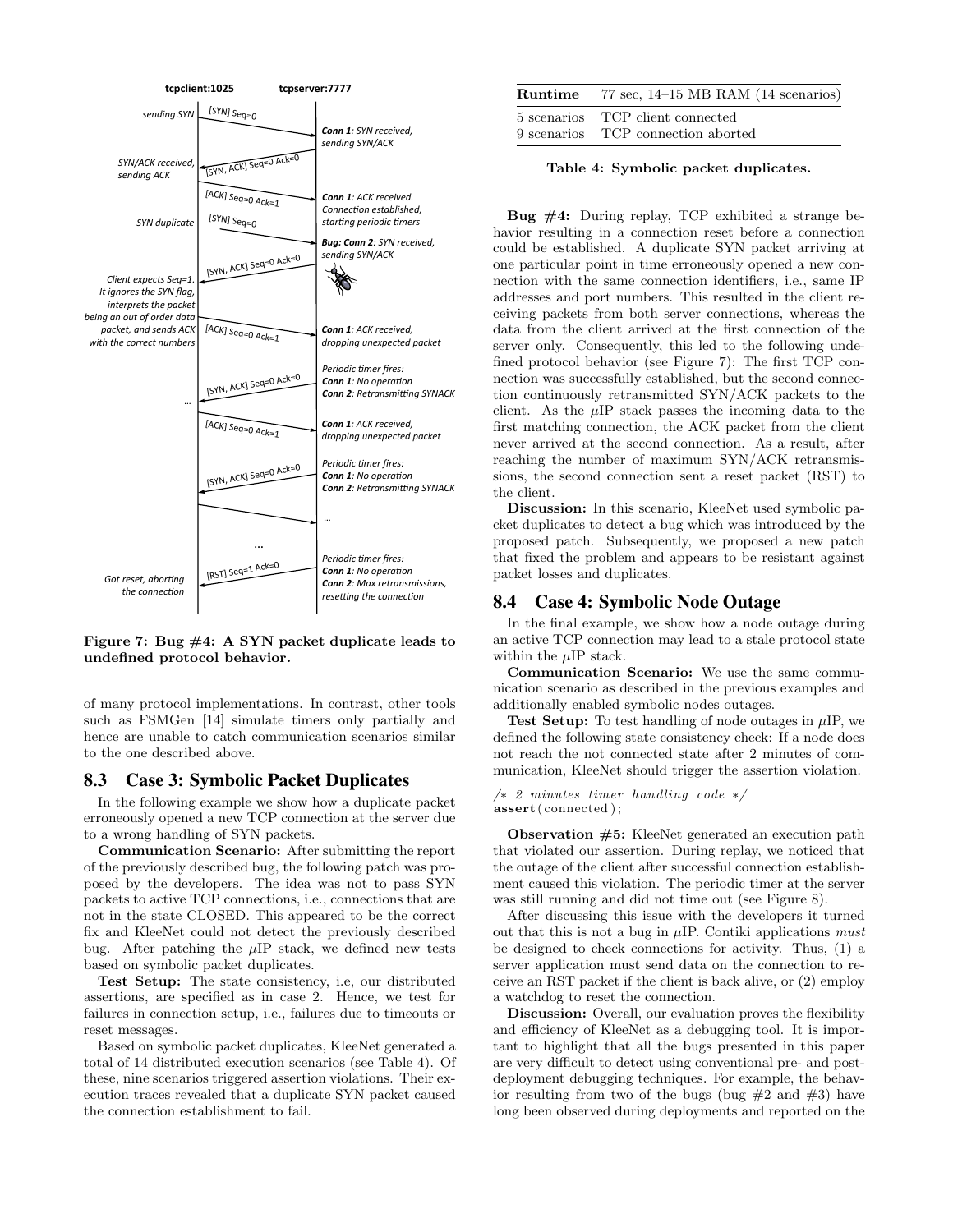Figure 7: Bug #4: A SYN packet duplicate leads to undefined protocol behavior.

of many protocol implementations. In contrast, other tools such as FSMGen [14] simulate timers only partially and hence are unable to catch communication scenarios similar to the one described above.

## 8.3 Case 3: Symbolic Packet Duplicates

In the following example we show how a duplicate packet erroneously opened a new TCP connection at the server due to a wrong handling of SYN packets.

**Communication Scenario:** After submitting the report of the previously described bug, the following patch was proposed by the developers. The idea was not to pass SYN packets to active TCP connections, i.e., connections that are not in the state CLOSED. This appeared to be the correct fix and KleeNet could not detect the previously described bug. After patching the $\mu$IP stack, we defined new tests based on symbolic packet duplicates.

**Test Setup:** The state consistency, i.e, our distributed assertions, are specified as in case 2. Hence, we test for failures in connection setup, i.e., failures due to timeouts or reset messages.

Based on symbolic packet duplicates, KleeNet generated a total of 14 distributed execution scenarios (see Table 4). Of these, nine scenarios triggered assertion violations. Their execution traces revealed that a duplicate SYN packet caused the connection establishment to fail.

| **Runtime** | 77 sec, 14–15 MB RAM (14 scenarios) |
|---|---|
| 5 scenarios | TCP client connected |
| 9 scenarios | TCP connection aborted |

**Table 4: Symbolic packet duplicates.**

**Bug #4:** During replay, TCP exhibited a strange behavior resulting in a connection reset before a connection could be established. A duplicate SYN packet arriving at one particular point in time erroneously opened a new connection with the same connection identifiers, i.e., same IP addresses and port numbers. This resulted in the client receiving packets from both server connections, whereas the data from the client arrived at the first connection of the server only. Consequently, this led to the following undefined protocol behavior (see Figure 7): The first TCP connection was successfully established, but the second connection continuously retransmitted SYN/ACK packets to the client. As the $\mu$IP stack passes the incoming data to the first matching connection, the ACK packet from the client never arrived at the second connection. As a result, after reaching the number of maximum SYN/ACK retransmissions, the second connection sent a reset packet (RST) to the client.

**Discussion:** In this scenario, KleeNet used symbolic packet duplicates to detect a bug which was introduced by the proposed patch. Subsequently, we proposed a new patch that fixed the problem and appears to be resistant against packet losses and duplicates.

## 8.4 Case 4: Symbolic Node Outage

In the final example, we show how a node outage during an active TCP connection may lead to a stale protocol state within the $\mu$IP stack.

**Communication Scenario:** We use the same communication scenario as described in the previous examples and additionally enabled symbolic nodes outages.

**Test Setup:** To test handling of node outages in $\mu$IP, we defined the following state consistency check: If a node does not reach the not connected state after 2 minutes of communication, KleeNet should trigger the assertion violation.

```
/* 2 minutes timer handling code */
assert(connected);
```

**Observation #5:** KleeNet generated an execution path that violated our assertion. During replay, we noticed that the outage of the client after successful connection establishment caused this violation. The periodic timer at the server was still running and did not time out (see Figure 8).

After discussing this issue with the developers it turned out that this is not a bug in $\mu$IP. Contiki applications *must* be designed to check connections for activity. Thus, (1) a server application must send data on the connection to receive an RST packet if the client is back alive, or (2) employ a watchdog to reset the connection.

**Discussion:** Overall, our evaluation proves the flexibility and efficiency of KleeNet as a debugging tool. It is important to highlight that all the bugs presented in this paper are very difficult to detect using conventional pre- and post-deployment debugging techniques. For example, the behavior resulting from two of the bugs (bug #2 and #3) have long been observed during deployments and reported on the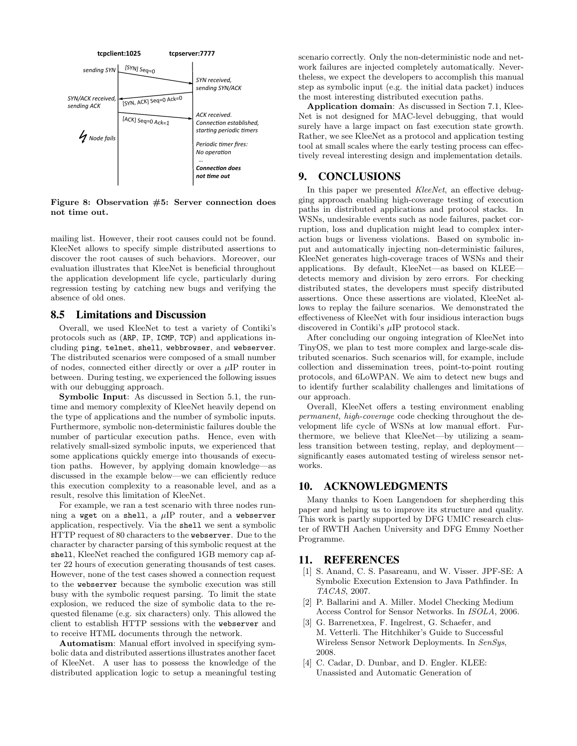tcpclient:1025

tcpserver:7777

sending SYN

[SYN] Seq=0

SYN received, sending SYN/ACK

SYN/ACK received, sending ACK

[SYN, ACK] Seq=0 Ack=0

ACK received. Connection established, starting periodic timers

[ACK] Seq=0 Ack=1

Node fails

Periodic timer fires: No operation

...

**Connection does not time out**

**Figure 8: Observation #5: Server connection does not time out.**

mailing list. However, their root causes could not be found. KleeNet allows to specify simple distributed assertions to discover the root causes of such behaviors. Moreover, our evaluation illustrates that KleeNet is beneficial throughout the application development life cycle, particularly during regression testing by catching new bugs and verifying the absence of old ones.

## 8.5 Limitations and Discussion

Overall, we used KleeNet to test a variety of Contiki's protocols such as (`ARP`, `IP`, `ICMP`, `TCP`) and applications including `ping`, `telnet`, `shell`, `webbrowser`, and `webserver`. The distributed scenarios were composed of a small number of nodes, connected either directly or over a $\mu$IP router in between. During testing, we experienced the following issues with our debugging approach.

**Symbolic Input**: As discussed in Section 5.1, the runtime and memory complexity of KleeNet heavily depend on the type of applications and the number of symbolic inputs. Furthermore, symbolic non-deterministic failures double the number of particular execution paths. Hence, even with relatively small-sized symbolic inputs, we experienced that some applications quickly emerge into thousands of execution paths. However, by applying domain knowledge—as discussed in the example below—we can efficiently reduce this execution complexity to a reasonable level, and as a result, resolve this limitation of KleeNet.

For example, we ran a test scenario with three nodes running a `wget` on a `shell`, a $\mu$IP router, and a `webserver` application, respectively. Via the `shell` we sent a symbolic HTTP request of 80 characters to the `webserver`. Due to the character by character parsing of this symbolic request at the `shell`, KleeNet reached the configured 1GB memory cap after 22 hours of execution generating thousands of test cases. However, none of the test cases showed a connection request to the `webserver` because the symbolic execution was still busy with the symbolic request parsing. To limit the state explosion, we reduced the size of symbolic data to the requested filename (e.g. six characters) only. This allowed the client to establish HTTP sessions with the `webserver` and to receive HTML documents through the network.

**Automatism**: Manual effort involved in specifying symbolic data and distributed assertions illustrates another facet of KleeNet. A user has to possess the knowledge of the distributed application logic to setup a meaningful testing scenario correctly. Only the non-deterministic node and network failures are injected completely automatically. Nevertheless, we expect the developers to accomplish this manual step as symbolic input (e.g. the initial data packet) induces the most interesting distributed execution paths.

**Application domain**: As discussed in Section 7.1, KleeNet is not designed for MAC-level debugging, that would surely have a large impact on fast execution state growth. Rather, we see KleeNet as a protocol and application testing tool at small scales where the early testing process can effectively reveal interesting design and implementation details.

# 9. CONCLUSIONS

In this paper we presented *KleeNet*, an effective debugging approach enabling high-coverage testing of execution paths in distributed applications and protocol stacks. In WSNs, undesirable events such as node failures, packet corruption, loss and duplication might lead to complex interaction bugs or liveness violations. Based on symbolic input and automatically injecting non-deterministic failures, KleeNet generates high-coverage traces of WSNs and their applications. By default, KleeNet—as based on KLEE—detects memory and division by zero errors. For checking distributed states, the developers must specify distributed assertions. Once these assertions are violated, KleeNet allows to replay the failure scenarios. We demonstrated the effectiveness of KleeNet with four insidious interaction bugs discovered in Contiki's $\mu$IP protocol stack.

After concluding our ongoing integration of KleeNet into TinyOS, we plan to test more complex and large-scale distributed scenarios. Such scenarios will, for example, include collection and dissemination trees, point-to-point routing protocols, and 6LoWPAN. We aim to detect new bugs and to identify further scalability challenges and limitations of our approach.

Overall, KleeNet offers a testing environment enabling *permanent, high-coverage* code checking throughout the development life cycle of WSNs at low manual effort. Furthermore, we believe that KleeNet—by utilizing a seamless transition between testing, replay, and deployment—significantly eases automated testing of wireless sensor networks.

# 10. ACKNOWLEDGMENTS

Many thanks to Koen Langendoen for shepherding this paper and helping us to improve its structure and quality. This work is partly supported by DFG UMIC research cluster of RWTH Aachen University and DFG Emmy Noether Programme.

# 11. REFERENCES

[1] S. Anand, C. S. Pasareanu, and W. Visser. JPF-SE: A Symbolic Execution Extension to Java Pathfinder. In *TACAS*, 2007.

[2] P. Ballarini and A. Miller. Model Checking Medium Access Control for Sensor Networks. In *ISOLA*, 2006.

[3] G. Barrenetxea, F. Ingelrest, G. Schaefer, and M. Vetterli. The Hitchhiker's Guide to Successful Wireless Sensor Network Deployments. In *SenSys*, 2008.

[4] C. Cadar, D. Dunbar, and D. Engler. KLEE: Unassisted and Automatic Generation of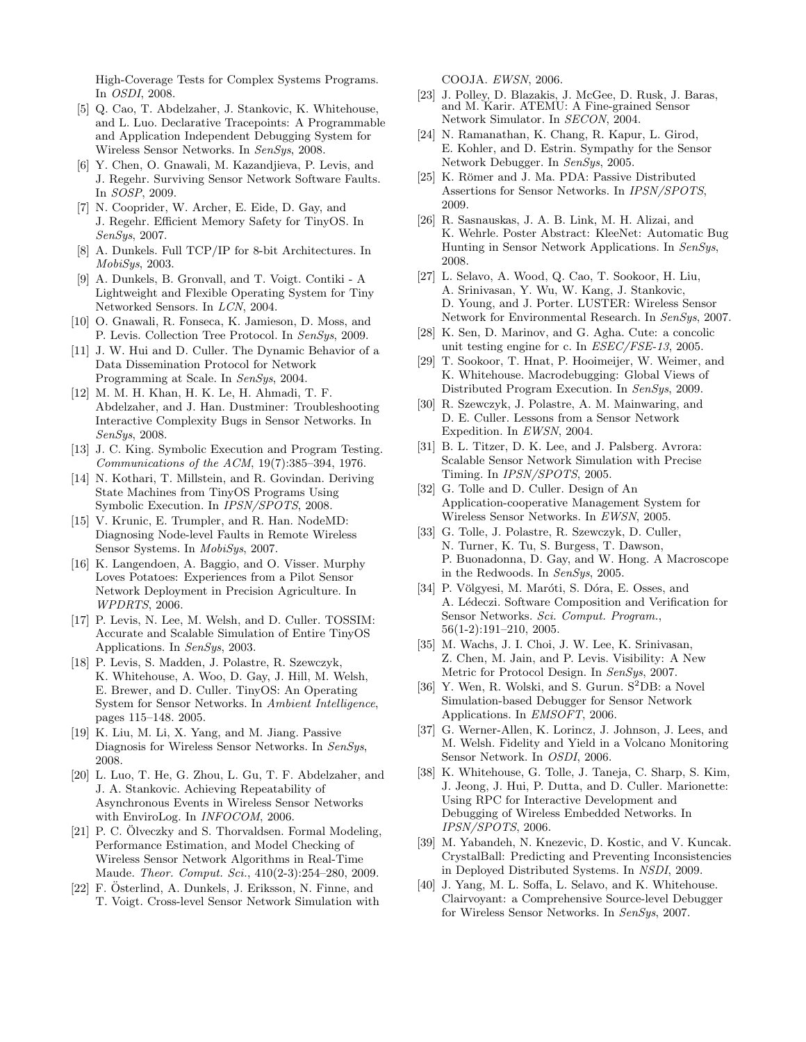High-Coverage Tests for Complex Systems Programs. In *OSDI*, 2008.

[5] Q. Cao, T. Abdelzaher, J. Stankovic, K. Whitehouse, and L. Luo. Declarative Tracepoints: A Programmable and Application Independent Debugging System for Wireless Sensor Networks. In *SenSys*, 2008.

[6] Y. Chen, O. Gnawali, M. Kazandjieva, P. Levis, and J. Regehr. Surviving Sensor Network Software Faults. In *SOSP*, 2009.

[7] N. Cooprider, W. Archer, E. Eide, D. Gay, and J. Regehr. Efficient Memory Safety for TinyOS. In *SenSys*, 2007.

[8] A. Dunkels. Full TCP/IP for 8-bit Architectures. In *MobiSys*, 2003.

[9] A. Dunkels, B. Gronvall, and T. Voigt. Contiki - A Lightweight and Flexible Operating System for Tiny Networked Sensors. In *LCN*, 2004.

[10] O. Gnawali, R. Fonseca, K. Jamieson, D. Moss, and P. Levis. Collection Tree Protocol. In *SenSys*, 2009.

[11] J. W. Hui and D. Culler. The Dynamic Behavior of a Data Dissemination Protocol for Network Programming at Scale. In *SenSys*, 2004.

[12] M. M. H. Khan, H. K. Le, H. Ahmadi, T. F. Abdelzaher, and J. Han. Dustminer: Troubleshooting Interactive Complexity Bugs in Sensor Networks. In *SenSys*, 2008.

[13] J. C. King. Symbolic Execution and Program Testing. *Communications of the ACM*, 19(7):385–394, 1976.

[14] N. Kothari, T. Millstein, and R. Govindan. Deriving State Machines from TinyOS Programs Using Symbolic Execution. In *IPSN/SPOTS*, 2008.

[15] V. Krunic, E. Trumpler, and R. Han. NodeMD: Diagnosing Node-level Faults in Remote Wireless Sensor Systems. In *MobiSys*, 2007.

[16] K. Langendoen, A. Baggio, and O. Visser. Murphy Loves Potatoes: Experiences from a Pilot Sensor Network Deployment in Precision Agriculture. In *WPDRTS*, 2006.

[17] P. Levis, N. Lee, M. Welsh, and D. Culler. TOSSIM: Accurate and Scalable Simulation of Entire TinyOS Applications. In *SenSys*, 2003.

[18] P. Levis, S. Madden, J. Polastre, R. Szewczyk, K. Whitehouse, A. Woo, D. Gay, J. Hill, M. Welsh, E. Brewer, and D. Culler. TinyOS: An Operating System for Sensor Networks. In *Ambient Intelligence*, pages 115–148. 2005.

[19] K. Liu, M. Li, X. Yang, and M. Jiang. Passive Diagnosis for Wireless Sensor Networks. In *SenSys*, 2008.

[20] L. Luo, T. He, G. Zhou, L. Gu, T. F. Abdelzaher, and J. A. Stankovic. Achieving Repeatability of Asynchronous Events in Wireless Sensor Networks with EnviroLog. In *INFOCOM*, 2006.

[21] P. C. Ölveczky and S. Thorvaldsen. Formal Modeling, Performance Estimation, and Model Checking of Wireless Sensor Network Algorithms in Real-Time Maude. *Theor. Comput. Sci.*, 410(2-3):254–280, 2009.

[22] F. Österlind, A. Dunkels, J. Eriksson, N. Finne, and T. Voigt. Cross-level Sensor Network Simulation with COOJA. *EWSN*, 2006.

[23] J. Polley, D. Blazakis, J. McGee, D. Rusk, J. Baras, and M. Karir. ATEMU: A Fine-grained Sensor Network Simulator. In *SECON*, 2004.

[24] N. Ramanathan, K. Chang, R. Kapur, L. Girod, E. Kohler, and D. Estrin. Sympathy for the Sensor Network Debugger. In *SenSys*, 2005.

[25] K. Römer and J. Ma. PDA: Passive Distributed Assertions for Sensor Networks. In *IPSN/SPOTS*, 2009.

[26] R. Sasnauskas, J. A. B. Link, M. H. Alizai, and K. Wehrle. Poster Abstract: KleeNet: Automatic Bug Hunting in Sensor Network Applications. In *SenSys*, 2008.

[27] L. Selavo, A. Wood, Q. Cao, T. Sookoor, H. Liu, A. Srinivasan, Y. Wu, W. Kang, J. Stankovic, D. Young, and J. Porter. LUSTER: Wireless Sensor Network for Environmental Research. In *SenSys*, 2007.

[28] K. Sen, D. Marinov, and G. Agha. Cute: a concolic unit testing engine for c. In *ESEC/FSE-13*, 2005.

[29] T. Sookoor, T. Hnat, P. Hooimeijer, W. Weimer, and K. Whitehouse. Macrodebugging: Global Views of Distributed Program Execution. In *SenSys*, 2009.

[30] R. Szewczyk, J. Polastre, A. M. Mainwaring, and D. E. Culler. Lessons from a Sensor Network Expedition. In *EWSN*, 2004.

[31] B. L. Titzer, D. K. Lee, and J. Palsberg. Avrora: Scalable Sensor Network Simulation with Precise Timing. In *IPSN/SPOTS*, 2005.

[32] G. Tolle and D. Culler. Design of An Application-cooperative Management System for Wireless Sensor Networks. In *EWSN*, 2005.

[33] G. Tolle, J. Polastre, R. Szewczyk, D. Culler, N. Turner, K. Tu, S. Burgess, T. Dawson, P. Buonadonna, D. Gay, and W. Hong. A Macroscope in the Redwoods. In *SenSys*, 2005.

[34] P. Völgyesi, M. Maróti, S. Dóra, E. Osses, and A. Lédeczi. Software Composition and Verification for Sensor Networks. *Sci. Comput. Program.*, 56(1-2):191–210, 2005.

[35] M. Wachs, J. I. Choi, J. W. Lee, K. Srinivasan, Z. Chen, M. Jain, and P. Levis. Visibility: A New Metric for Protocol Design. In *SenSys*, 2007.

[36] Y. Wen, R. Wolski, and S. Gurun. S$^2$DB: a Novel Simulation-based Debugger for Sensor Network Applications. In *EMSOFT*, 2006.

[37] G. Werner-Allen, K. Lorincz, J. Johnson, J. Lees, and M. Welsh. Fidelity and Yield in a Volcano Monitoring Sensor Network. In *OSDI*, 2006.

[38] K. Whitehouse, G. Tolle, J. Taneja, C. Sharp, S. Kim, J. Jeong, J. Hui, P. Dutta, and D. Culler. Marionette: Using RPC for Interactive Development and Debugging of Wireless Embedded Networks. In *IPSN/SPOTS*, 2006.

[39] M. Yabandeh, N. Knezevic, D. Kostic, and V. Kuncak. CrystalBall: Predicting and Preventing Inconsistencies in Deployed Distributed Systems. In *NSDI*, 2009.

[40] J. Yang, M. L. Soffa, L. Selavo, and K. Whitehouse. Clairvoyant: a Comprehensive Source-level Debugger for Wireless Sensor Networks. In *SenSys*, 2007.